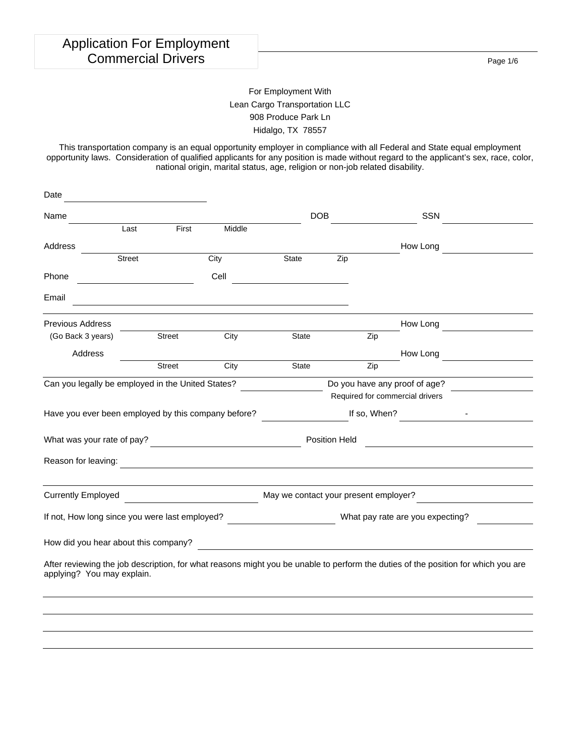# Application For Employment
## Commercial Drivers

For Employment With
Lean Cargo Transportation LLC
908 Produce Park Ln
Hidalgo, TX 78557

This transportation company is an equal opportunity employer in compliance with all Federal and State equal employment opportunity laws. Consideration of qualified applicants for any position is made without regard to the applicant's sex, race, color, national origin, marital status, age, religion or non-job related disability.

Date ______________________

Name ______________________ DOB ____________ SSN ____________
Last First Middle

Address ______________________ How Long ____________
Street City State Zip

Phone ____________ Cell ____________

Email ______________________

Previous Address ______________________ How Long ____________
(Go Back 3 years) Street City State Zip

Address ______________________ How Long ____________
Street City State Zip

Can you legally be employed in the United States? ____________ Do you have any proof of age? ____________
Required for commercial drivers

Have you ever been employed by this company before? ____________ If so, When? ______ - ______

What was your rate of pay? ____________ Position Held ____________

Reason for leaving: ______________________

Currently Employed ____________ May we contact your present employer? ____________

If not, How long since you were last employed? ____________ What pay rate are you expecting? ____________

How did you hear about this company? ______________________

After reviewing the job description, for what reasons might you be unable to perform the duties of the position for which you are applying? You may explain.

______________________

______________________

______________________

______________________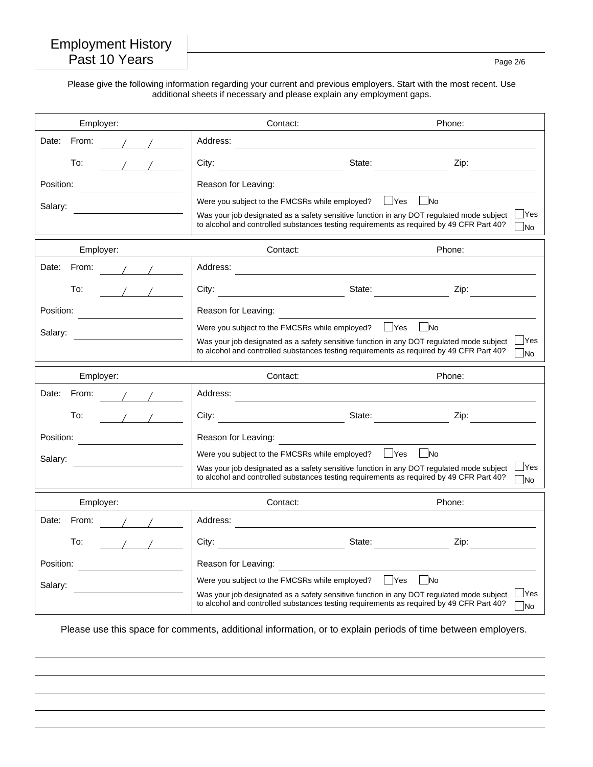# Employment History Past 10 Years

Please give the following information regarding your current and previous employers. Start with the most recent. Use additional sheets if necessary and please explain any employment gaps.

| Employer: | Contact: | Phone: |
|---|---|---|
| Date: From: / / | Address: | |
| To: / / | City: State: | Zip: |
| Position: | Reason for Leaving: | |
| Salary: | Were you subject to the FMCSRs while employed? ☐ Yes ☐ No | |
| | Was your job designated as a safety sensitive function in any DOT regulated mode subject to alcohol and controlled substances testing requirements as required by 49 CFR Part 40? | ☐ Yes ☐ No |

| Employer: | Contact: | Phone: |
|---|---|---|
| Date: From: / / | Address: | |
| To: / / | City: State: | Zip: |
| Position: | Reason for Leaving: | |
| Salary: | Were you subject to the FMCSRs while employed? ☐ Yes ☐ No | |
| | Was your job designated as a safety sensitive function in any DOT regulated mode subject to alcohol and controlled substances testing requirements as required by 49 CFR Part 40? | ☐ Yes ☐ No |

| Employer: | Contact: | Phone: |
|---|---|---|
| Date: From: / / | Address: | |
| To: / / | City: State: | Zip: |
| Position: | Reason for Leaving: | |
| Salary: | Were you subject to the FMCSRs while employed? ☐ Yes ☐ No | |
| | Was your job designated as a safety sensitive function in any DOT regulated mode subject to alcohol and controlled substances testing requirements as required by 49 CFR Part 40? | ☐ Yes ☐ No |

| Employer: | Contact: | Phone: |
|---|---|---|
| Date: From: / / | Address: | |
| To: / / | City: State: | Zip: |
| Position: | Reason for Leaving: | |
| Salary: | Were you subject to the FMCSRs while employed? ☐ Yes ☐ No | |
| | Was your job designated as a safety sensitive function in any DOT regulated mode subject to alcohol and controlled substances testing requirements as required by 49 CFR Part 40? | ☐ Yes ☐ No |

Please use this space for comments, additional information, or to explain periods of time between employers.

\_\_\_\_\_\_\_\_\_\_\_\_\_\_\_\_\_\_\_\_\_\_\_\_\_\_\_\_\_\_\_\_\_\_\_\_\_\_\_\_\_\_\_\_\_\_\_\_\_\_\_\_\_\_\_\_\_\_\_\_\_\_\_\_\_\_\_\_\_\_\_\_

\_\_\_\_\_\_\_\_\_\_\_\_\_\_\_\_\_\_\_\_\_\_\_\_\_\_\_\_\_\_\_\_\_\_\_\_\_\_\_\_\_\_\_\_\_\_\_\_\_\_\_\_\_\_\_\_\_\_\_\_\_\_\_\_\_\_\_\_\_\_\_\_

\_\_\_\_\_\_\_\_\_\_\_\_\_\_\_\_\_\_\_\_\_\_\_\_\_\_\_\_\_\_\_\_\_\_\_\_\_\_\_\_\_\_\_\_\_\_\_\_\_\_\_\_\_\_\_\_\_\_\_\_\_\_\_\_\_\_\_\_\_\_\_\_

\_\_\_\_\_\_\_\_\_\_\_\_\_\_\_\_\_\_\_\_\_\_\_\_\_\_\_\_\_\_\_\_\_\_\_\_\_\_\_\_\_\_\_\_\_\_\_\_\_\_\_\_\_\_\_\_\_\_\_\_\_\_\_\_\_\_\_\_\_\_\_\_

\_\_\_\_\_\_\_\_\_\_\_\_\_\_\_\_\_\_\_\_\_\_\_\_\_\_\_\_\_\_\_\_\_\_\_\_\_\_\_\_\_\_\_\_\_\_\_\_\_\_\_\_\_\_\_\_\_\_\_\_\_\_\_\_\_\_\_\_\_\_\_\_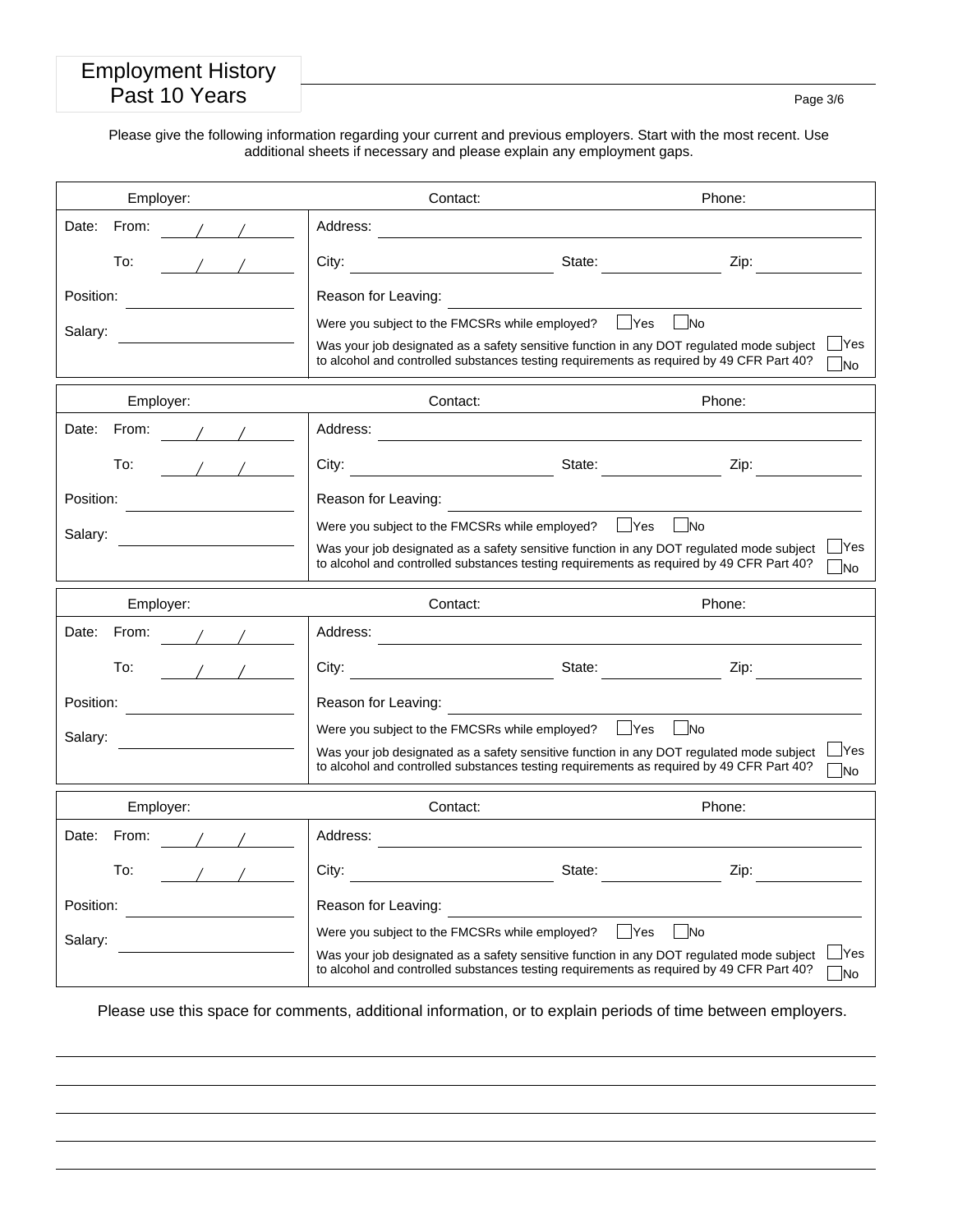# Employment History Past 10 Years

Please give the following information regarding your current and previous employers. Start with the most recent. Use additional sheets if necessary and please explain any employment gaps.

| Employer: | Contact: | Phone: |
|---|---|---|
| Date: From: \_\_\_/\_\_\_/\_\_\_ | Address: | |
| To: \_\_\_/\_\_\_/\_\_\_ | City: State: | Zip: |
| Position: | Reason for Leaving: | |
| Salary: | Were you subject to the FMCSRs while employed? ☐ Yes ☐ No | |
| | Was your job designated as a safety sensitive function in any DOT regulated mode subject to alcohol and controlled substances testing requirements as required by 49 CFR Part 40? | ☐ Yes ☐ No |

| Employer: | Contact: | Phone: |
|---|---|---|
| Date: From: \_\_\_/\_\_\_/\_\_\_ | Address: | |
| To: \_\_\_/\_\_\_/\_\_\_ | City: State: | Zip: |
| Position: | Reason for Leaving: | |
| Salary: | Were you subject to the FMCSRs while employed? ☐ Yes ☐ No | |
| | Was your job designated as a safety sensitive function in any DOT regulated mode subject to alcohol and controlled substances testing requirements as required by 49 CFR Part 40? | ☐ Yes ☐ No |

| Employer: | Contact: | Phone: |
|---|---|---|
| Date: From: \_\_\_/\_\_\_/\_\_\_ | Address: | |
| To: \_\_\_/\_\_\_/\_\_\_ | City: State: | Zip: |
| Position: | Reason for Leaving: | |
| Salary: | Were you subject to the FMCSRs while employed? ☐ Yes ☐ No | |
| | Was your job designated as a safety sensitive function in any DOT regulated mode subject to alcohol and controlled substances testing requirements as required by 49 CFR Part 40? | ☐ Yes ☐ No |

| Employer: | Contact: | Phone: |
|---|---|---|
| Date: From: \_\_\_/\_\_\_/\_\_\_ | Address: | |
| To: \_\_\_/\_\_\_/\_\_\_ | City: State: | Zip: |
| Position: | Reason for Leaving: | |
| Salary: | Were you subject to the FMCSRs while employed? ☐ Yes ☐ No | |
| | Was your job designated as a safety sensitive function in any DOT regulated mode subject to alcohol and controlled substances testing requirements as required by 49 CFR Part 40? | ☐ Yes ☐ No |

Please use this space for comments, additional information, or to explain periods of time between employers.

\_\_\_\_\_\_\_\_\_\_\_\_\_\_\_\_\_\_\_\_\_\_\_\_\_\_\_\_\_\_\_\_\_\_\_\_\_\_\_\_\_\_\_\_\_\_\_\_\_\_\_\_\_\_\_\_\_\_\_\_

\_\_\_\_\_\_\_\_\_\_\_\_\_\_\_\_\_\_\_\_\_\_\_\_\_\_\_\_\_\_\_\_\_\_\_\_\_\_\_\_\_\_\_\_\_\_\_\_\_\_\_\_\_\_\_\_\_\_\_\_

\_\_\_\_\_\_\_\_\_\_\_\_\_\_\_\_\_\_\_\_\_\_\_\_\_\_\_\_\_\_\_\_\_\_\_\_\_\_\_\_\_\_\_\_\_\_\_\_\_\_\_\_\_\_\_\_\_\_\_\_

\_\_\_\_\_\_\_\_\_\_\_\_\_\_\_\_\_\_\_\_\_\_\_\_\_\_\_\_\_\_\_\_\_\_\_\_\_\_\_\_\_\_\_\_\_\_\_\_\_\_\_\_\_\_\_\_\_\_\_\_

\_\_\_\_\_\_\_\_\_\_\_\_\_\_\_\_\_\_\_\_\_\_\_\_\_\_\_\_\_\_\_\_\_\_\_\_\_\_\_\_\_\_\_\_\_\_\_\_\_\_\_\_\_\_\_\_\_\_\_\_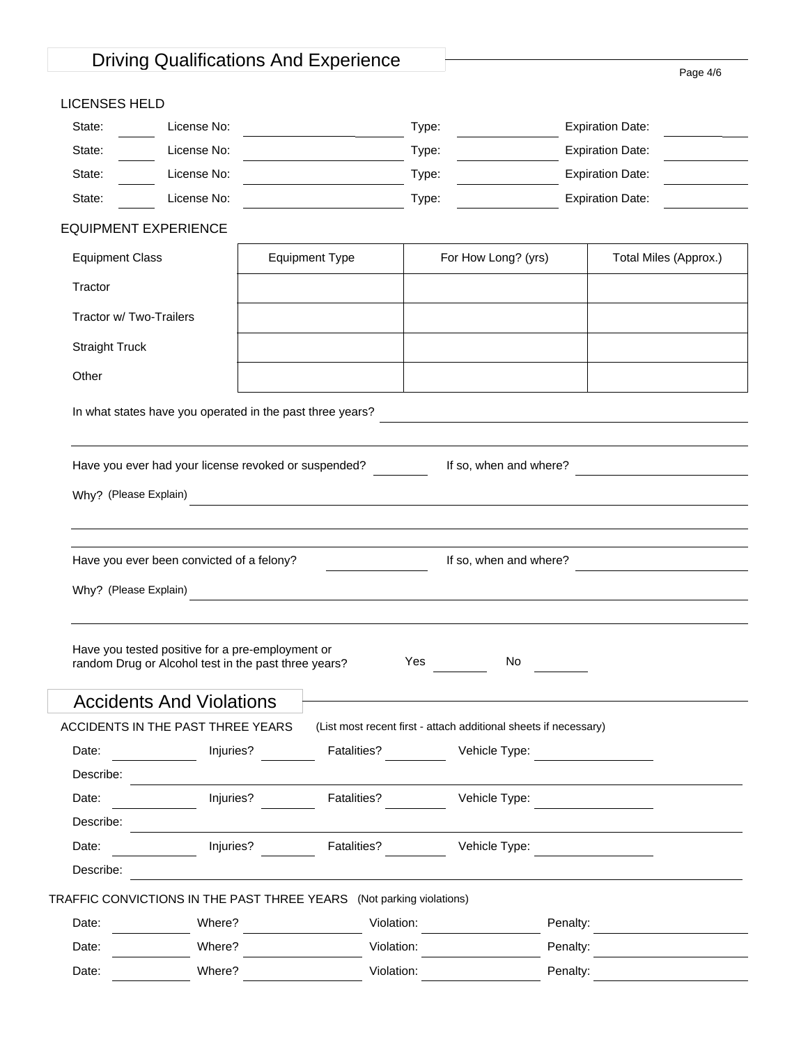## Driving Qualifications And Experience

### LICENSES HELD

State: \_\_\_\_ License No: \_\_\_\_\_\_\_\_\_\_\_\_\_\_\_\_ Type: \_\_\_\_\_\_\_\_\_\_ Expiration Date: \_\_\_\_\_\_\_\_

State: \_\_\_\_ License No: \_\_\_\_\_\_\_\_\_\_\_\_\_\_\_\_ Type: \_\_\_\_\_\_\_\_\_\_ Expiration Date: \_\_\_\_\_\_\_\_

State: \_\_\_\_ License No: \_\_\_\_\_\_\_\_\_\_\_\_\_\_\_\_ Type: \_\_\_\_\_\_\_\_\_\_ Expiration Date: \_\_\_\_\_\_\_\_

State: \_\_\_\_ License No: \_\_\_\_\_\_\_\_\_\_\_\_\_\_\_\_ Type: \_\_\_\_\_\_\_\_\_\_ Expiration Date: \_\_\_\_\_\_\_\_

### EQUIPMENT EXPERIENCE

| Equipment Class | Equipment Type | For How Long? (yrs) | Total Miles (Approx.) |
|---|---|---|---|
| Tractor | | | |
| Tractor w/ Two-Trailers | | | |
| Straight Truck | | | |
| Other | | | |

In what states have you operated in the past three years? \_\_\_\_\_\_\_\_\_\_\_\_\_\_\_\_\_\_\_\_\_\_\_\_\_\_\_\_\_\_\_\_

Have you ever had your license revoked or suspended? \_\_\_\_\_\_ If so, when and where? \_\_\_\_\_\_\_\_\_\_\_\_\_\_\_\_

Why? (Please Explain) \_\_\_\_\_\_\_\_\_\_\_\_\_\_\_\_\_\_\_\_\_\_\_\_\_\_\_\_\_\_\_\_\_\_\_\_\_\_\_\_\_\_\_\_\_\_\_\_

Have you ever been convicted of a felony? \_\_\_\_\_\_ If so, when and where? \_\_\_\_\_\_\_\_\_\_\_\_\_\_\_\_

Why? (Please Explain) \_\_\_\_\_\_\_\_\_\_\_\_\_\_\_\_\_\_\_\_\_\_\_\_\_\_\_\_\_\_\_\_\_\_\_\_\_\_\_\_\_\_\_\_\_\_\_\_

Have you tested positive for a pre-employment or random Drug or Alcohol test in the past three years? Yes \_\_\_\_\_\_ No \_\_\_\_\_\_

## Accidents And Violations

### ACCIDENTS IN THE PAST THREE YEARS (List most recent first - attach additional sheets if necessary)

Date: \_\_\_\_\_\_\_\_ Injuries? \_\_\_\_\_\_ Fatalities? \_\_\_\_\_\_ Vehicle Type: \_\_\_\_\_\_\_\_\_\_\_\_

Describe: \_\_\_\_\_\_\_\_\_\_\_\_\_\_\_\_\_\_\_\_\_\_\_\_\_\_\_\_\_\_\_\_\_\_\_\_\_\_\_\_\_\_\_\_\_\_\_\_

Date: \_\_\_\_\_\_\_\_ Injuries? \_\_\_\_\_\_ Fatalities? \_\_\_\_\_\_ Vehicle Type: \_\_\_\_\_\_\_\_\_\_\_\_

Describe: \_\_\_\_\_\_\_\_\_\_\_\_\_\_\_\_\_\_\_\_\_\_\_\_\_\_\_\_\_\_\_\_\_\_\_\_\_\_\_\_\_\_\_\_\_\_\_\_

Date: \_\_\_\_\_\_\_\_ Injuries? \_\_\_\_\_\_ Fatalities? \_\_\_\_\_\_ Vehicle Type: \_\_\_\_\_\_\_\_\_\_\_\_

Describe: \_\_\_\_\_\_\_\_\_\_\_\_\_\_\_\_\_\_\_\_\_\_\_\_\_\_\_\_\_\_\_\_\_\_\_\_\_\_\_\_\_\_\_\_\_\_\_\_

### TRAFFIC CONVICTIONS IN THE PAST THREE YEARS (Not parking violations)

Date: \_\_\_\_\_\_\_\_ Where? \_\_\_\_\_\_\_\_\_\_ Violation: \_\_\_\_\_\_\_\_\_\_ Penalty: \_\_\_\_\_\_\_\_\_\_

Date: \_\_\_\_\_\_\_\_ Where? \_\_\_\_\_\_\_\_\_\_ Violation: \_\_\_\_\_\_\_\_\_\_ Penalty: \_\_\_\_\_\_\_\_\_\_

Date: \_\_\_\_\_\_\_\_ Where? \_\_\_\_\_\_\_\_\_\_ Violation: \_\_\_\_\_\_\_\_\_\_ Penalty: \_\_\_\_\_\_\_\_\_\_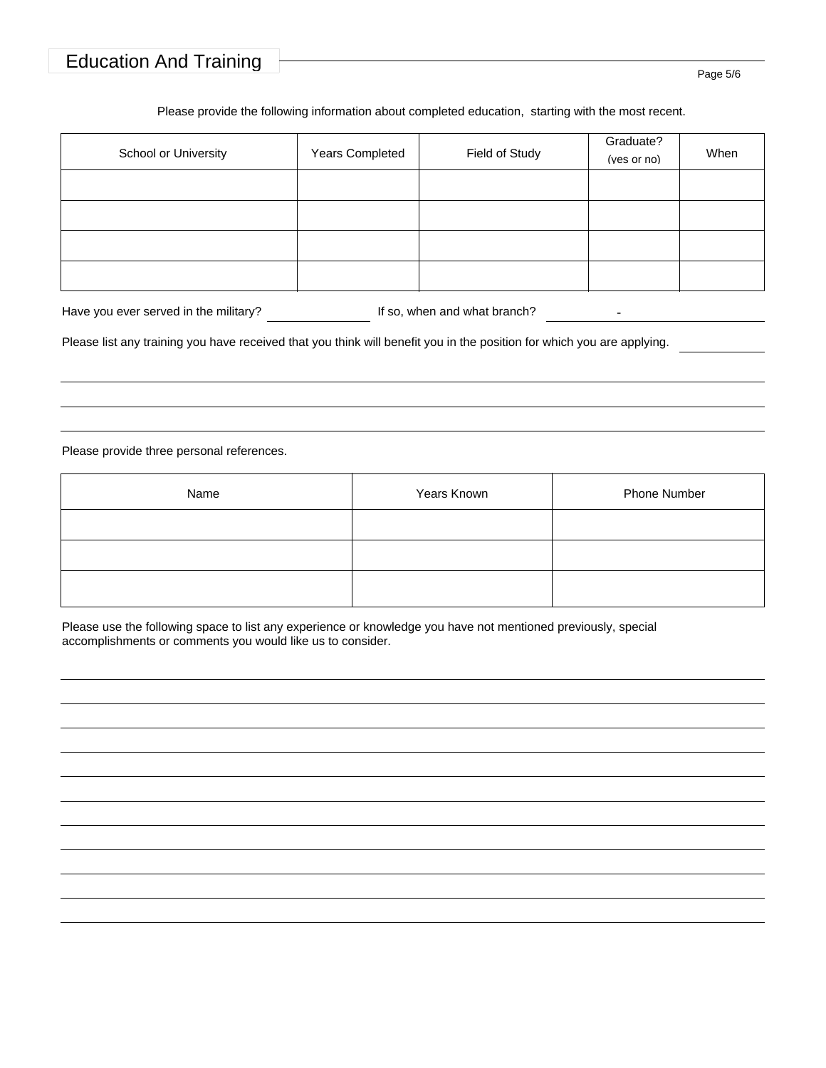## Education And Training

Please provide the following information about completed education, starting with the most recent.

| School or University | Years Completed | Field of Study | Graduate? (yes or no) | When |
|---|---|---|---|---|
| | | | | |
| | | | | |
| | | | | |
| | | | | |

Have you ever served in the military? ______________ If so, when and what branch? __________ - __________

Please list any training you have received that you think will benefit you in the position for which you are applying. __________

______________________________________________________________________

______________________________________________________________________

______________________________________________________________________

Please provide three personal references.

| Name | Years Known | Phone Number |
|---|---|---|
| | | |
| | | |
| | | |

Please use the following space to list any experience or knowledge you have not mentioned previously, special accomplishments or comments you would like us to consider.

______________________________________________________________________

______________________________________________________________________

______________________________________________________________________

______________________________________________________________________

______________________________________________________________________

______________________________________________________________________

______________________________________________________________________

______________________________________________________________________

______________________________________________________________________

______________________________________________________________________

______________________________________________________________________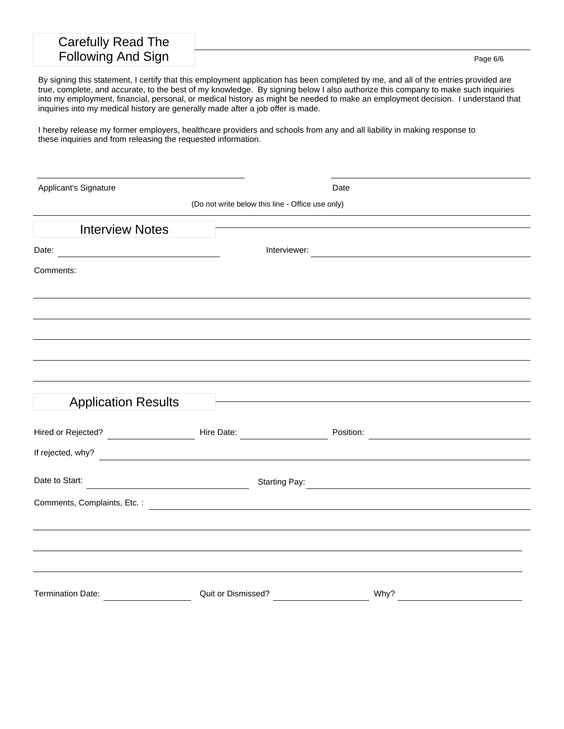## Carefully Read The Following And Sign

By signing this statement, I certify that this employment application has been completed by me, and all of the entries provided are true, complete, and accurate, to the best of my knowledge. By signing below I also authorize this company to make such inquiries into my employment, financial, personal, or medical history as might be needed to make an employment decision. I understand that inquiries into my medical history are generally made after a job offer is made.

I hereby release my former employers, healthcare providers and schools from any and all liability in making response to these inquiries and from releasing the requested information.

Applicant's Signature ______________________ Date ______________________

(Do not write below this line - Office use only)

## Interview Notes

Date: ______________________ Interviewer: ______________________

Comments:

## Application Results

Hired or Rejected? ____________ Hire Date: ____________ Position: ______________________

If rejected, why? ______________________

Date to Start: ______________________ Starting Pay: ______________________

Comments, Complaints, Etc. : ______________________

Termination Date: ____________ Quit or Dismissed? ____________ Why? ____________